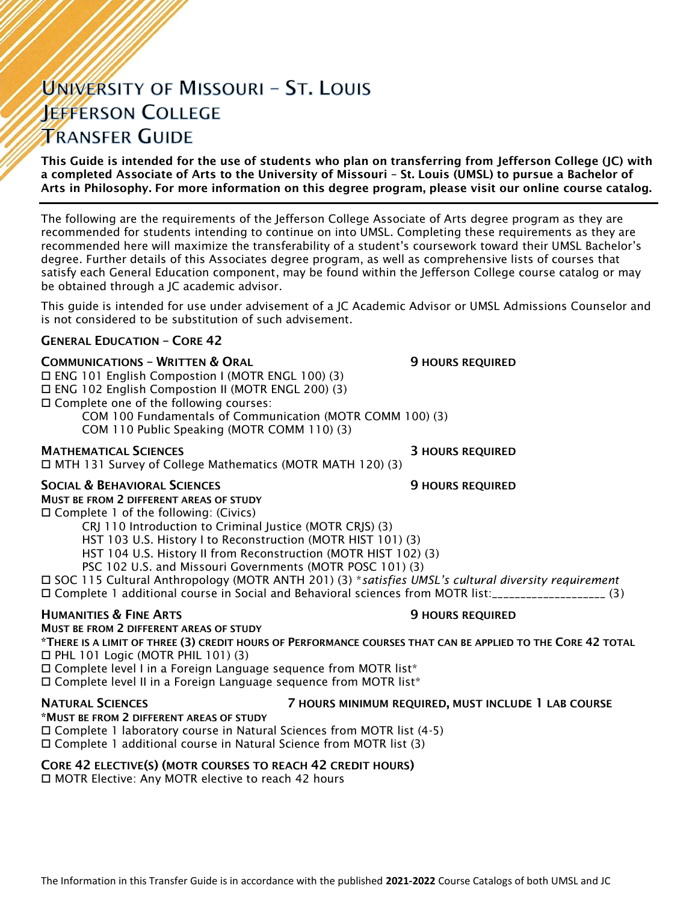# University of Missouri – St. Louis
# Jefferson College
# Transfer Guide

**This Guide is intended for the use of students who plan on transferring from Jefferson College (JC) with a completed Associate of Arts to the University of Missouri – St. Louis (UMSL) to pursue a Bachelor of Arts in Philosophy. For more information on this degree program, please visit our online course catalog.**

---

The following are the requirements of the Jefferson College Associate of Arts degree program as they are recommended for students intending to continue on into UMSL. Completing these requirements as they are recommended here will maximize the transferability of a student's coursework toward their UMSL Bachelor's degree. Further details of this Associates degree program, as well as comprehensive lists of courses that satisfy each General Education component, may be found within the Jefferson College course catalog or may be obtained through a JC academic advisor.

This guide is intended for use under advisement of a JC Academic Advisor or UMSL Admissions Counselor and is not considered to be substitution of such advisement.

## General Education – Core 42

### Communications – Written & Oral — 9 hours required

- ☐ ENG 101 English Compostion I (MOTR ENGL 100) (3)
- ☐ ENG 102 English Compostion II (MOTR ENGL 200) (3)
- ☐ Complete one of the following courses:
  - COM 100 Fundamentals of Communication (MOTR COMM 100) (3)
  - COM 110 Public Speaking (MOTR COMM 110) (3)

### Mathematical Sciences — 3 hours required

- ☐ MTH 131 Survey of College Mathematics (MOTR MATH 120) (3)

### Social & Behavioral Sciences — 9 hours required

**Must be from 2 different areas of study**

- ☐ Complete 1 of the following: (Civics)
  - CRJ 110 Introduction to Criminal Justice (MOTR CRJS) (3)
  - HST 103 U.S. History I to Reconstruction (MOTR HIST 101) (3)
  - HST 104 U.S. History II from Reconstruction (MOTR HIST 102) (3)
  - PSC 102 U.S. and Missouri Governments (MOTR POSC 101) (3)
- ☐ SOC 115 Cultural Anthropology (MOTR ANTH 201) (3) **satisfies UMSL's cultural diversity requirement*
- ☐ Complete 1 additional course in Social and Behavioral sciences from MOTR list:____________________ (3)

### Humanities & Fine Arts — 9 hours required

**Must be from 2 different areas of study**

***There is a limit of three (3) credit hours of Performance courses that can be applied to the Core 42 total**

- ☐ PHL 101 Logic (MOTR PHIL 101) (3)
- ☐ Complete level I in a Foreign Language sequence from MOTR list*
- ☐ Complete level II in a Foreign Language sequence from MOTR list*

### Natural Sciences — 7 hours minimum required, must include 1 lab course

***Must be from 2 different areas of study**

- ☐ Complete 1 laboratory course in Natural Sciences from MOTR list (4-5)
- ☐ Complete 1 additional course in Natural Science from MOTR list (3)

### Core 42 Elective(s) (MOTR courses to reach 42 credit hours)

- ☐ MOTR Elective: Any MOTR elective to reach 42 hours

The Information in this Transfer Guide is in accordance with the published **2021-2022** Course Catalogs of both UMSL and JC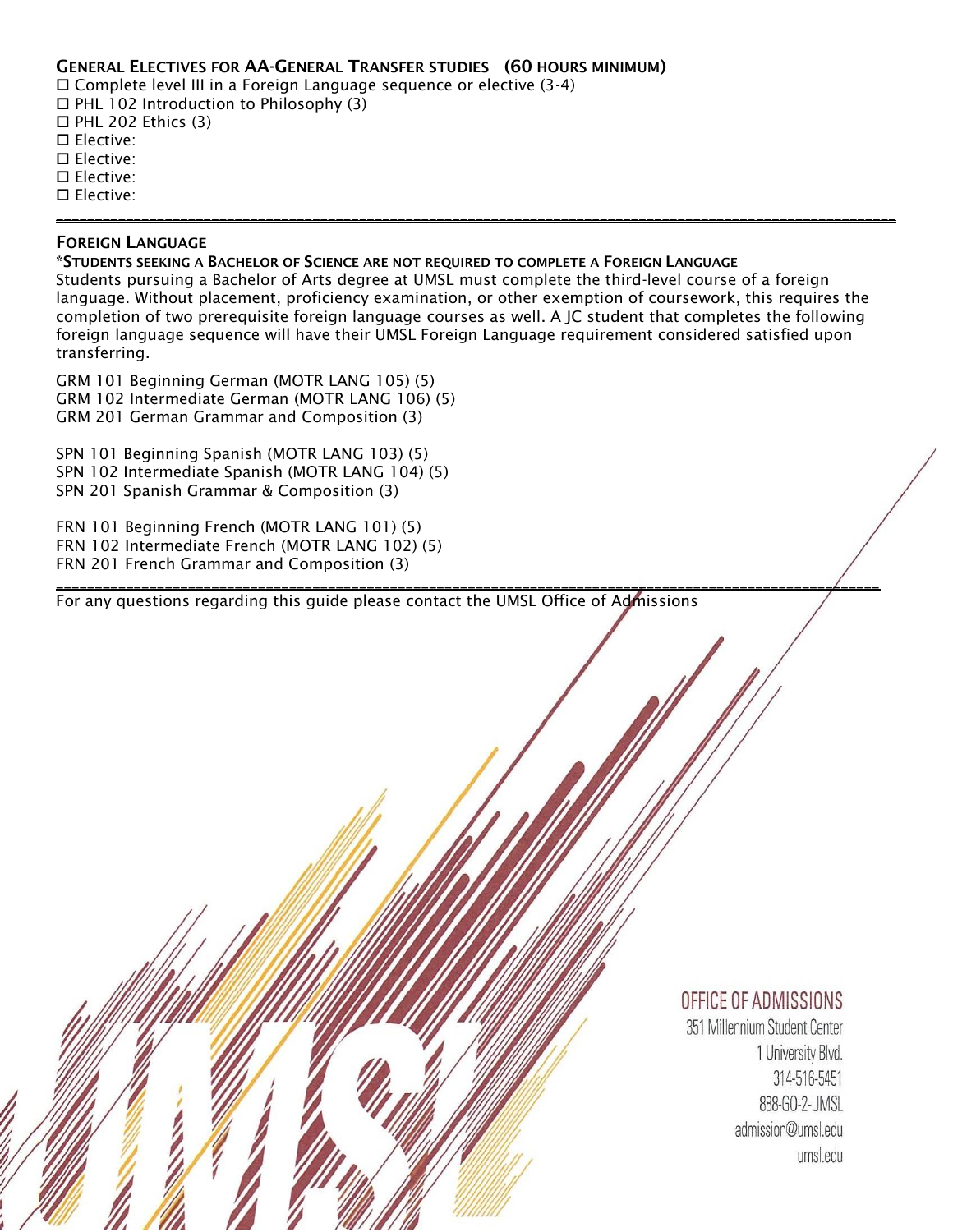## General Electives for AA-General Transfer studies (60 hours minimum)

- ☐ Complete level III in a Foreign Language sequence or elective (3-4)
- ☐ PHL 102 Introduction to Philosophy (3)
- ☐ PHL 202 Ethics (3)
- ☐ Elective:
- ☐ Elective:
- ☐ Elective:
- ☐ Elective:

---

## Foreign Language

**\*Students seeking a Bachelor of Science are not required to complete a Foreign Language**

Students pursuing a Bachelor of Arts degree at UMSL must complete the third-level course of a foreign language. Without placement, proficiency examination, or other exemption of coursework, this requires the completion of two prerequisite foreign language courses as well. A JC student that completes the following foreign language sequence will have their UMSL Foreign Language requirement considered satisfied upon transferring.

GRM 101 Beginning German (MOTR LANG 105) (5)
GRM 102 Intermediate German (MOTR LANG 106) (5)
GRM 201 German Grammar and Composition (3)

SPN 101 Beginning Spanish (MOTR LANG 103) (5)
SPN 102 Intermediate Spanish (MOTR LANG 104) (5)
SPN 201 Spanish Grammar & Composition (3)

FRN 101 Beginning French (MOTR LANG 101) (5)
FRN 102 Intermediate French (MOTR LANG 102) (5)
FRN 201 French Grammar and Composition (3)

---

For any questions regarding this guide please contact the UMSL Office of Admissions

OFFICE OF ADMISSIONS
351 Millennium Student Center
1 University Blvd.
314-516-5451
888-GO-2-UMSL
admission@umsl.edu
umsl.edu